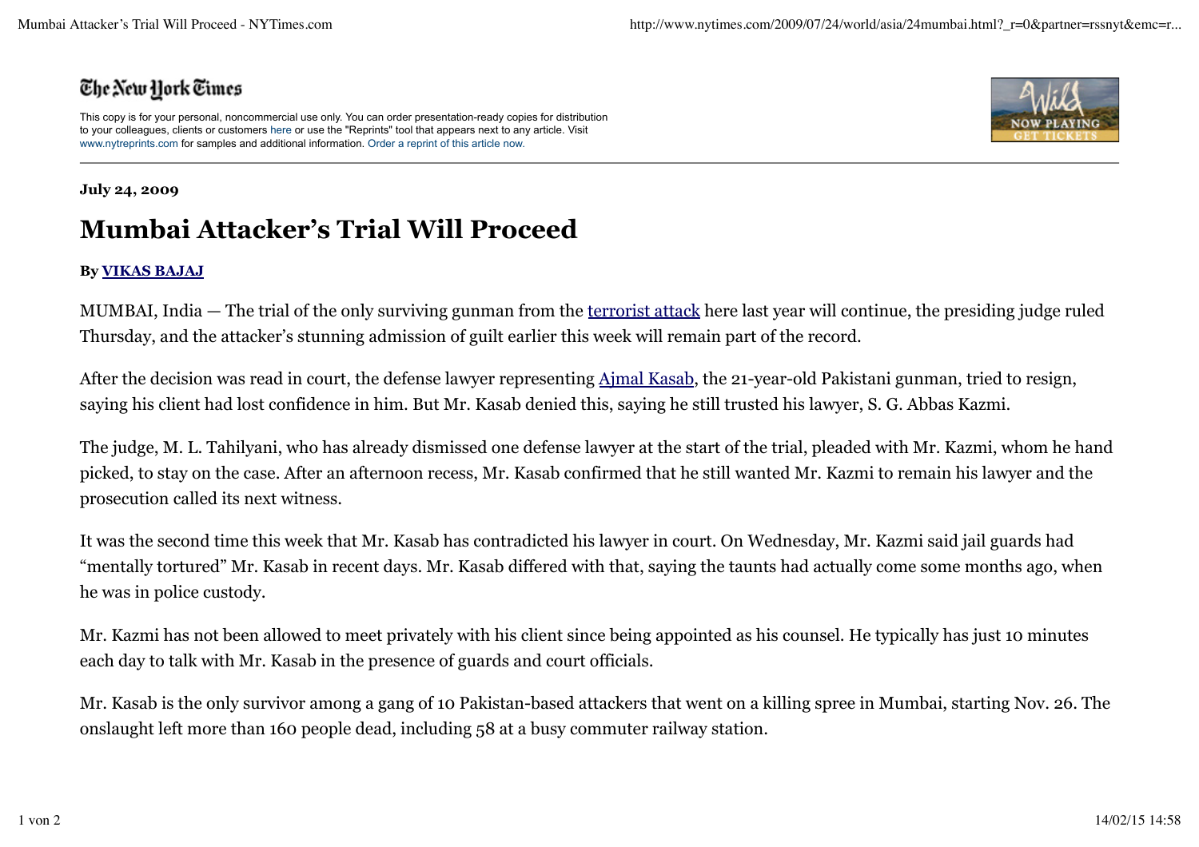The New York Times

This copy is for your personal, noncommercial use only. You can order presentation-ready copies for distribution to your colleagues, clients or customers here or use the "Reprints" tool that appears next to any article. Visit www.nytreprints.com for samples and additional information. Order a reprint of this article now.

**July 24, 2009**

# Mumbai Attacker's Trial Will Proceed

**By VIKAS BAJAJ**

MUMBAI, India — The trial of the only surviving gunman from the terrorist attack here last year will continue, the presiding judge ruled Thursday, and the attacker's stunning admission of guilt earlier this week will remain part of the record.

After the decision was read in court, the defense lawyer representing Ajmal Kasab, the 21-year-old Pakistani gunman, tried to resign, saying his client had lost confidence in him. But Mr. Kasab denied this, saying he still trusted his lawyer, S. G. Abbas Kazmi.

The judge, M. L. Tahilyani, who has already dismissed one defense lawyer at the start of the trial, pleaded with Mr. Kazmi, whom he hand picked, to stay on the case. After an afternoon recess, Mr. Kasab confirmed that he still wanted Mr. Kazmi to remain his lawyer and the prosecution called its next witness.

It was the second time this week that Mr. Kasab has contradicted his lawyer in court. On Wednesday, Mr. Kazmi said jail guards had "mentally tortured" Mr. Kasab in recent days. Mr. Kasab differed with that, saying the taunts had actually come some months ago, when he was in police custody.

Mr. Kazmi has not been allowed to meet privately with his client since being appointed as his counsel. He typically has just 10 minutes each day to talk with Mr. Kasab in the presence of guards and court officials.

Mr. Kasab is the only survivor among a gang of 10 Pakistan-based attackers that went on a killing spree in Mumbai, starting Nov. 26. The onslaught left more than 160 people dead, including 58 at a busy commuter railway station.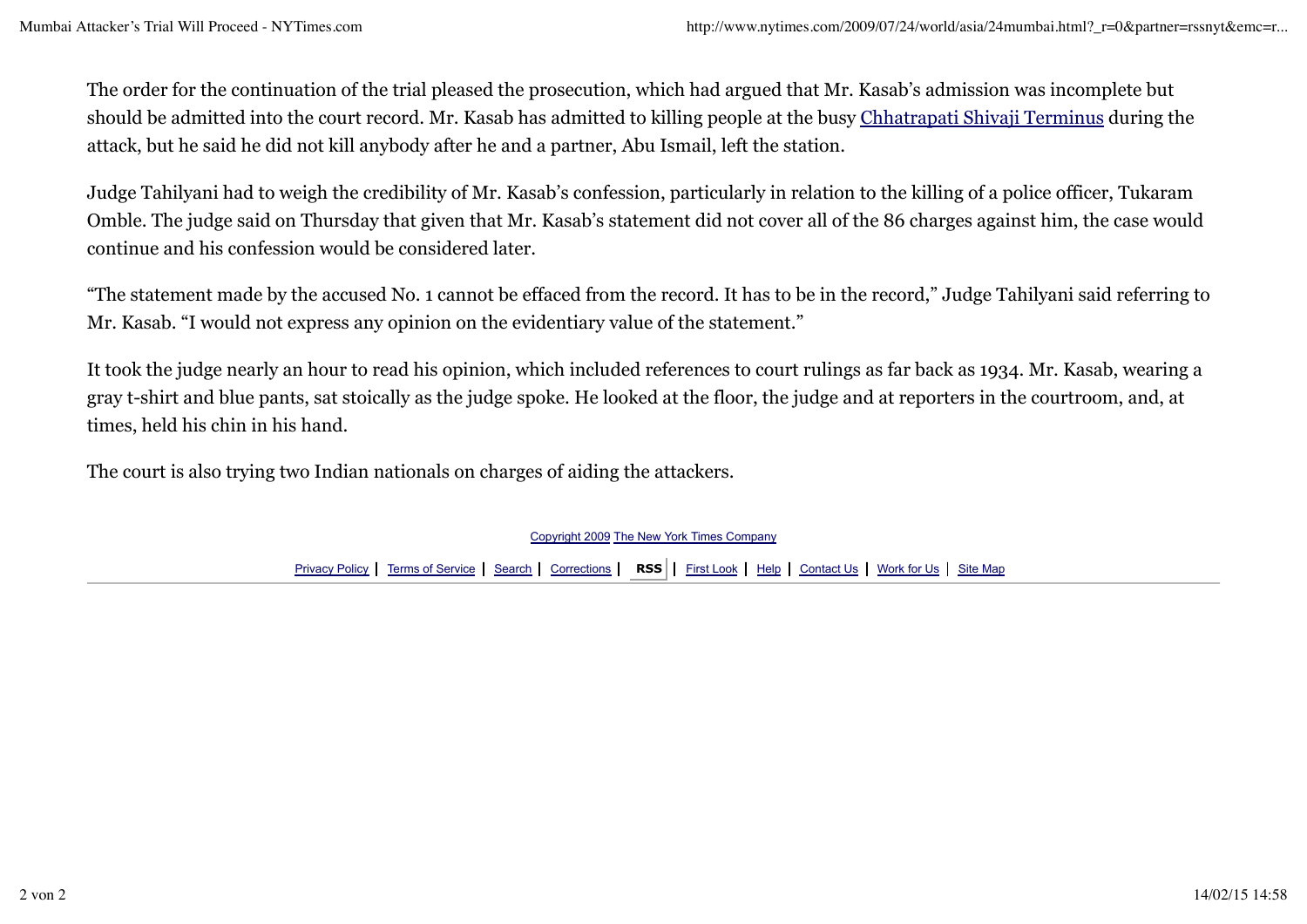The order for the continuation of the trial pleased the prosecution, which had argued that Mr. Kasab's admission was incomplete but should be admitted into the court record. Mr. Kasab has admitted to killing people at the busy Chhatrapati Shivaji Terminus during the attack, but he said he did not kill anybody after he and a partner, Abu Ismail, left the station.

Judge Tahilyani had to weigh the credibility of Mr. Kasab's confession, particularly in relation to the killing of a police officer, Tukaram Omble. The judge said on Thursday that given that Mr. Kasab's statement did not cover all of the 86 charges against him, the case would continue and his confession would be considered later.

"The statement made by the accused No. 1 cannot be effaced from the record. It has to be in the record," Judge Tahilyani said referring to Mr. Kasab. "I would not express any opinion on the evidentiary value of the statement."

It took the judge nearly an hour to read his opinion, which included references to court rulings as far back as 1934. Mr. Kasab, wearing a gray t-shirt and blue pants, sat stoically as the judge spoke. He looked at the floor, the judge and at reporters in the courtroom, and, at times, held his chin in his hand.

The court is also trying two Indian nationals on charges of aiding the attackers.

Copyright 2009 The New York Times Company

Privacy Policy | Terms of Service | Search | Corrections | RSS | First Look | Help | Contact Us | Work for Us | Site Map